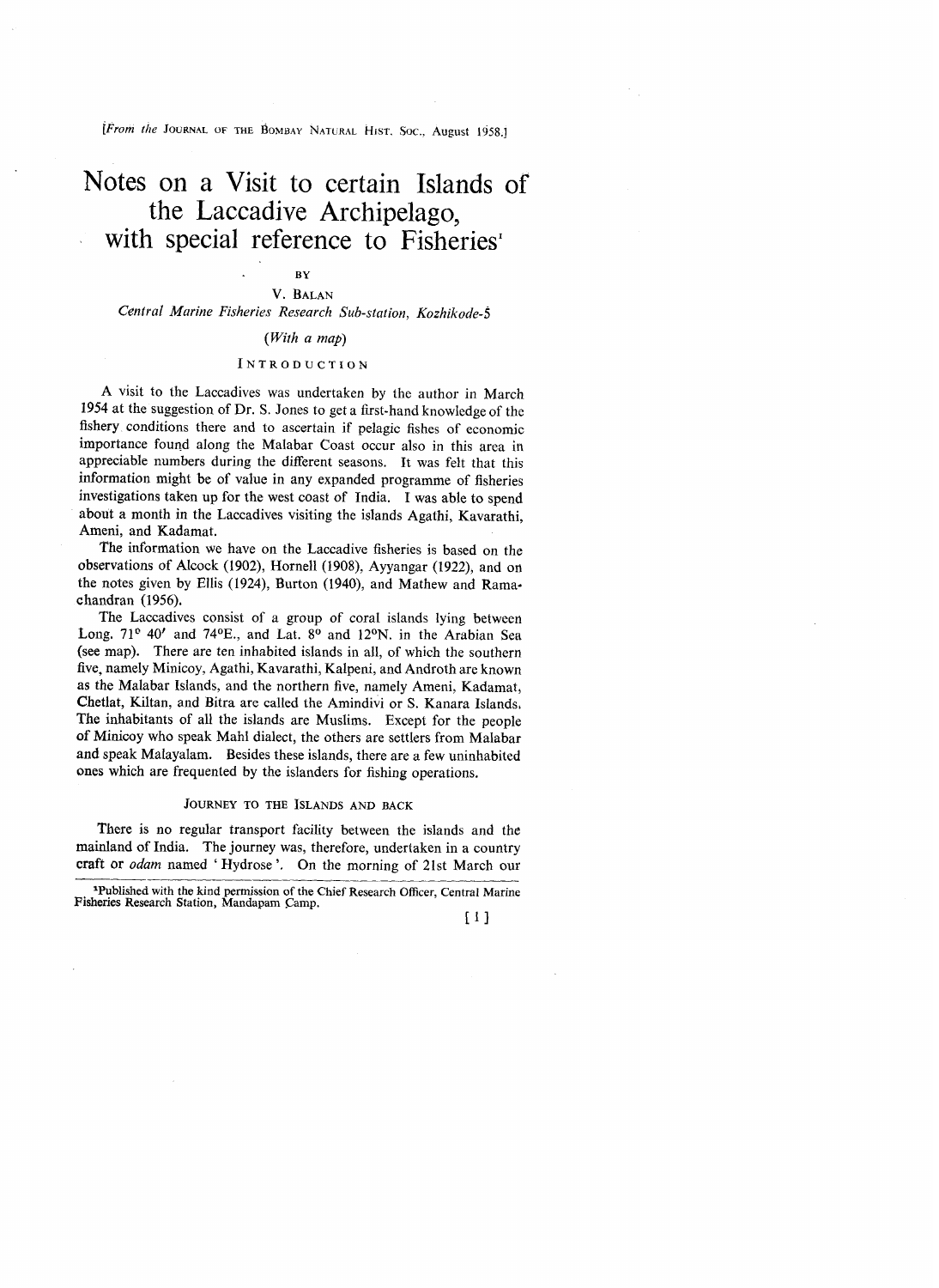[From the JOURNAL OF THE BOMBAY NATURAL HIST. SOC., August 1958.]

# Notes on a Visit to certain Islands of the Laccadive Archipelago, with special reference to Fisheries[1]

BY

V. BALAN

*Central Marine Fisheries Research Sub-station, Kozhikode-5*

*(With a map)*

## INTRODUCTION

A visit to the Laccadives was undertaken by the author in March 1954 at the suggestion of Dr. S. Jones to get a first-hand knowledge of the fishery conditions there and to ascertain if pelagic fishes of economic importance found along the Malabar Coast occur also in this area in appreciable numbers during the different seasons. It was felt that this information might be of value in any expanded programme of fisheries investigations taken up for the west coast of India. I was able to spend about a month in the Laccadives visiting the islands Agathi, Kavarathi, Ameni, and Kadamat.

The information we have on the Laccadive fisheries is based on the observations of Alcock (1902), Hornell (1908), Ayyangar (1922), and on the notes given by Ellis (1924), Burton (1940), and Mathew and Ramachandran (1956).

The Laccadives consist of a group of coral islands lying between Long. 71° 40′ and 74°E., and Lat. 8° and 12°N. in the Arabian Sea (see map). There are ten inhabited islands in all, of which the southern five, namely Minicoy, Agathi, Kavarathi, Kalpeni, and Androth are known as the Malabar Islands, and the northern five, namely Ameni, Kadamat, Chetlat, Kiltan, and Bitra are called the Amindivi or S. Kanara Islands. The inhabitants of all the islands are Muslims. Except for the people of Minicoy who speak Mahl dialect, the others are settlers from Malabar and speak Malayalam. Besides these islands, there are a few uninhabited ones which are frequented by the islanders for fishing operations.

### JOURNEY TO THE ISLANDS AND BACK

There is no regular transport facility between the islands and the mainland of India. The journey was, therefore, undertaken in a country craft or *odam* named 'Hydrose'. On the morning of 21st March our

[1] Published with the kind permission of the Chief Research Officer, Central Marine Fisheries Research Station, Mandapam Camp.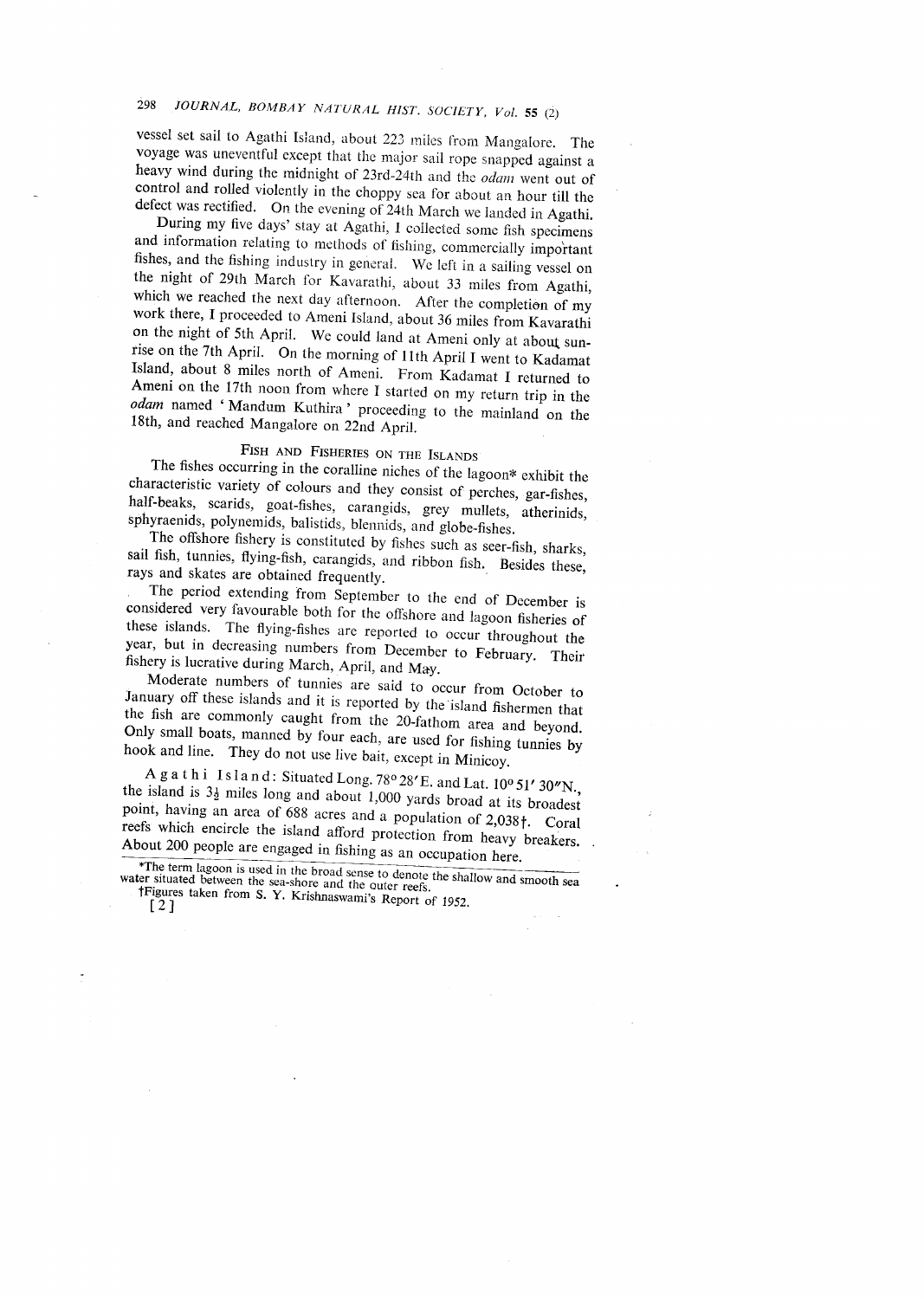vessel set sail to Agathi Island, about 223 miles from Mangalore. The voyage was uneventful except that the major sail rope snapped against a heavy wind during the midnight of 23rd-24th and the *odam* went out of control and rolled violently in the choppy sea for about an hour till the defect was rectified. On the evening of 24th March we landed in Agathi.

During my five days' stay at Agathi, I collected some fish specimens and information relating to methods of fishing, commercially important fishes, and the fishing industry in general. We left in a sailing vessel on the night of 29th March for Kavarathi, about 33 miles from Agathi, which we reached the next day afternoon. After the completion of my work there, I proceeded to Ameni Island, about 36 miles from Kavarathi on the night of 5th April. We could land at Ameni only at about sunrise on the 7th April. On the morning of 11th April I went to Kadamat Island, about 8 miles north of Ameni. From Kadamat I returned to Ameni on the 17th noon from where I started on my return trip in the *odam* named 'Mandum Kuthira' proceeding to the mainland on the 18th, and reached Mangalore on 22nd April.

## Fish and Fisheries on the Islands

The fishes occurring in the coralline niches of the lagoon* exhibit the characteristic variety of colours and they consist of perches, gar-fishes, half-beaks, scarids, goat-fishes, carangids, grey mullets, atherinids, sphyraenids, polynemids, balistids, blennids, and globe-fishes.

The offshore fishery is constituted by fishes such as seer-fish, sharks, sail fish, tunnies, flying-fish, carangids, and ribbon fish. Besides these, rays and skates are obtained frequently.

The period extending from September to the end of December is considered very favourable both for the offshore and lagoon fisheries of these islands. The flying-fishes are reported to occur throughout the year, but in decreasing numbers from December to February. Their fishery is lucrative during March, April, and May.

Moderate numbers of tunnies are said to occur from October to January off these islands and it is reported by the island fishermen that the fish are commonly caught from the 20-fathom area and beyond. Only small boats, manned by four each, are used for fishing tunnies by hook and line. They do not use live bait, except in Minicoy.

**Agathi Island**: Situated Long. 78° 28′E. and Lat. 10° 51′ 30″N., the island is 3½ miles long and about 1,000 yards broad at its broadest point, having an area of 688 acres and a population of 2,038†. Coral reefs which encircle the island afford protection from heavy breakers. About 200 people are engaged in fishing as an occupation here.

---

*The term lagoon is used in the broad sense to denote the shallow and smooth sea water situated between the sea-shore and the outer reefs.

†Figures taken from S. Y. Krishnaswami's Report of 1952.

[2]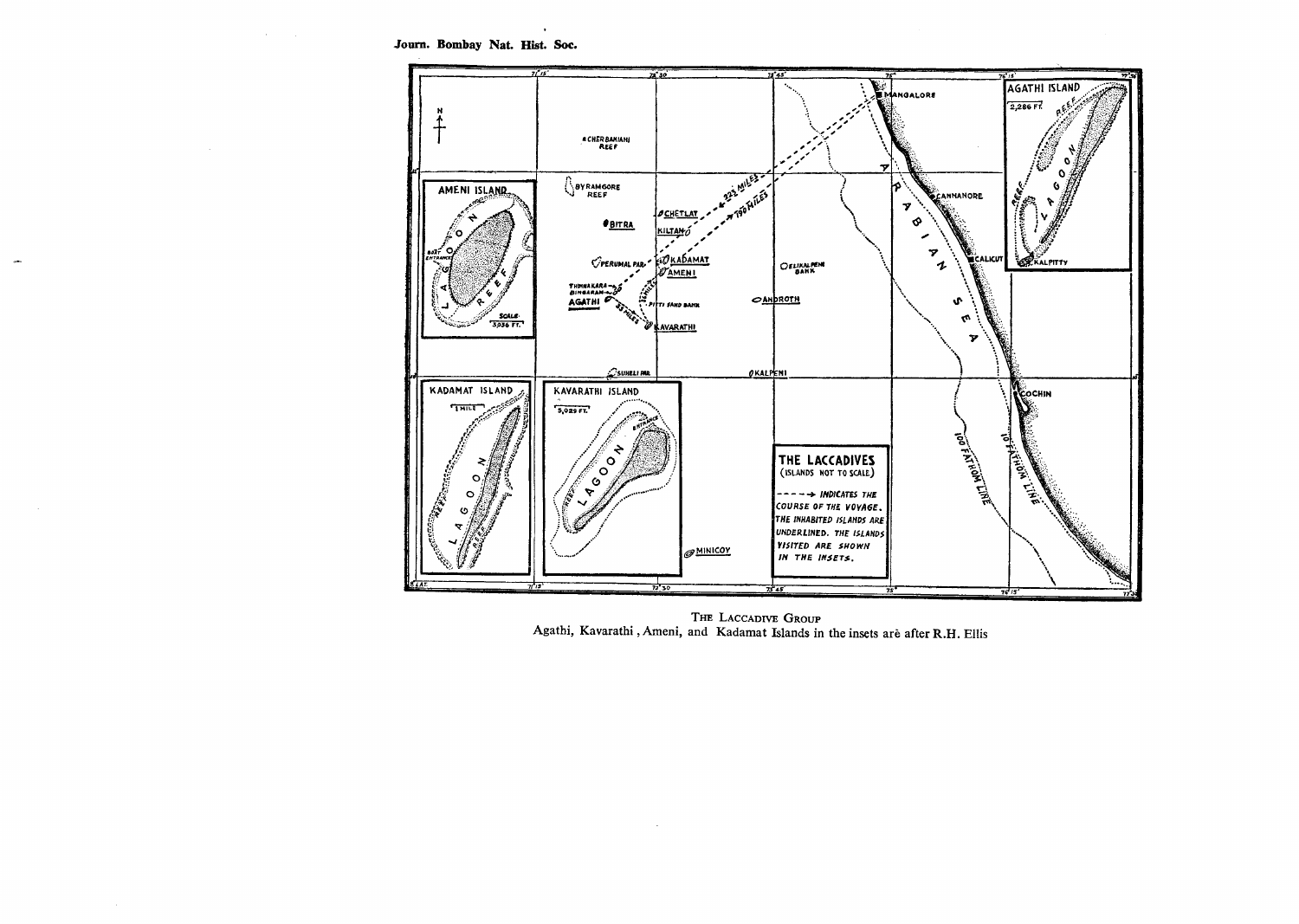THE LACCADIVE GROUP

Agathi, Kavarathi , Ameni, and Kadamat Islands in the insets arè after R.H. Ellis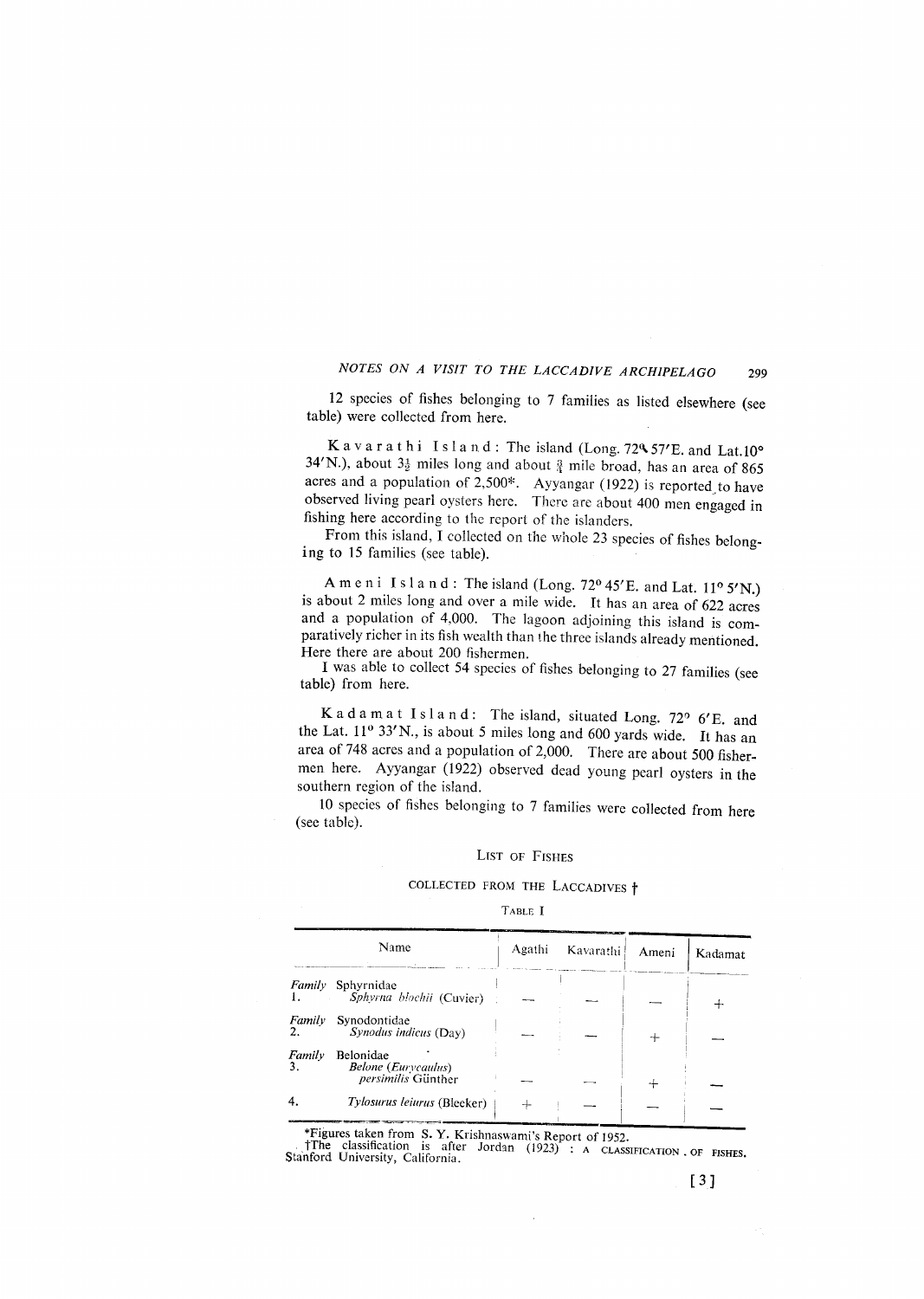12 species of fishes belonging to 7 families as listed elsewhere (see table) were collected from here.

**Kavarathi Island**: The island (Long. 72° 57′E. and Lat. 10° 34′N.), about 3½ miles long and about ¾ mile broad, has an area of 865 acres and a population of 2,500*. Ayyangar (1922) is reported to have observed living pearl oysters here. There are about 400 men engaged in fishing here according to the report of the islanders.

From this island, I collected on the whole 23 species of fishes belonging to 15 families (see table).

**Ameni Island**: The island (Long. 72° 45′E. and Lat. 11° 5′N.) is about 2 miles long and over a mile wide. It has an area of 622 acres and a population of 4,000. The lagoon adjoining this island is comparatively richer in its fish wealth than the three islands already mentioned. Here there are about 200 fishermen.

I was able to collect 54 species of fishes belonging to 27 families (see table) from here.

**Kadamat Island**: The island, situated Long. 72° 6′E. and the Lat. 11° 33′N., is about 5 miles long and 600 yards wide. It has an area of 748 acres and a population of 2,000. There are about 500 fishermen here. Ayyangar (1922) observed dead young pearl oysters in the southern region of the island.

10 species of fishes belonging to 7 families were collected from here (see table).

## List of Fishes

### collected from the Laccadives †

Table I

| Name | Agathi | Kavarathi | Ameni | Kadamat |
|---|---|---|---|---|
| *Family* Sphyrnidae | | | | |
| 1. *Sphyrna blochii* (Cuvier) | — | — | — | + |
| *Family* Synodontidae | | | | |
| 2. *Synodus indicus* (Day) | — | — | + | — |
| *Family* Belonidae | | | | |
| 3. *Belone (Eurycaulus) persimilis* Günther | — | — | + | — |
| 4. *Tylosurus leiurus* (Bleeker) | + | — | — | — |

*Figures taken from S. Y. Krishnaswami's Report of 1952.

†The classification is after Jordan (1923) : A CLASSIFICATION OF FISHES. Stanford University, California.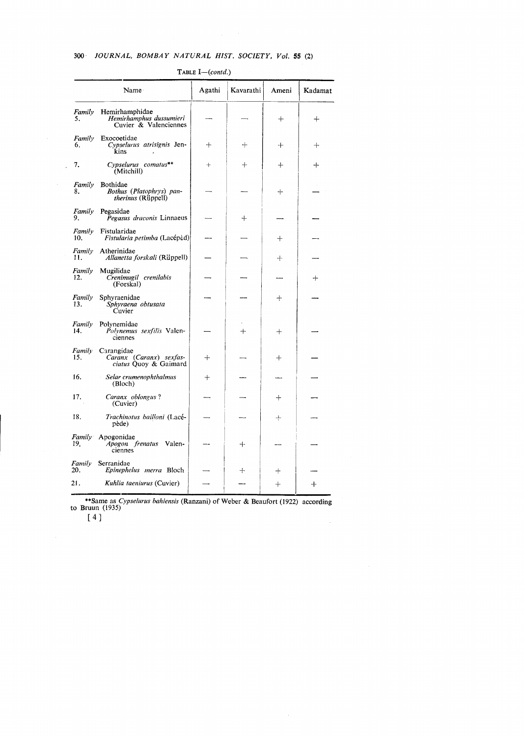TABLE I—(*contd.*)

| Name | Agathi | Kavarathi | Ameni | Kadamat |
|---|---|---|---|---|
| *Family* Hemirhamphidae | | | | |
| 5. *Hemirhamphus dussumieri* Cuvier & Valenciennes | — | — | + | + |
| *Family* Exocoetidae | | | | |
| 6. *Cypselurus atrisignis* Jenkins | + | + | + | + |
| 7. *Cypselurus comatus*** (Mitchill) | + | + | + | + |
| *Family* Bothidae | | | | |
| 8. *Bothus (Platophrys) pantherinus* (Rüppell) | — | — | + | — |
| *Family* Pegasidae | | | | |
| 9. *Pegasus draconis* Linnaeus | — | + | — | — |
| *Family* Fistularidae | | | | |
| 10. *Fistularia petimba* (Lacépèd) | — | — | + | — |
| *Family* Atherinidae | | | | |
| 11. *Allanetta forskali* (Rüppell) | — | — | + | — |
| *Family* Mugilidae | | | | |
| 12. *Crenimugil crenilabis* (Forskal) | — | — | — | + |
| *Family* Sphyraenidae | | | | |
| 13. *Sphyraena obtusata* Cuvier | — | — | + | — |
| *Family* Polynemidae | | | | |
| 14. *Polynemus sexfilis* Valenciennes | — | + | + | — |
| *Family* Carangidae | | | | |
| 15. *Caranx (Caranx) sexfasciatus* Quoy & Gaimard | + | — | + | — |
| 16. *Selar crumenophthalmus* (Bloch) | + | — | — | — |
| 17. *Caranx oblongus* ? (Cuvier) | — | — | + | — |
| 18. *Trachinotus bailloni* (Lacépède) | — | — | + | — |
| *Family* Apogonidae | | | | |
| 19. *Apogon frenatus* Valenciennes | — | + | — | — |
| *Family* Serranidae | | | | |
| 20. *Epinephelus merra* Bloch | — | + | + | — |
| 21. *Kuhlia taeniurus* (Cuvier) | — | — | + | + |

**Same as *Cypselurus bahiensis* (Ranzani) of Weber & Beaufort (1922) according to Bruun (1935)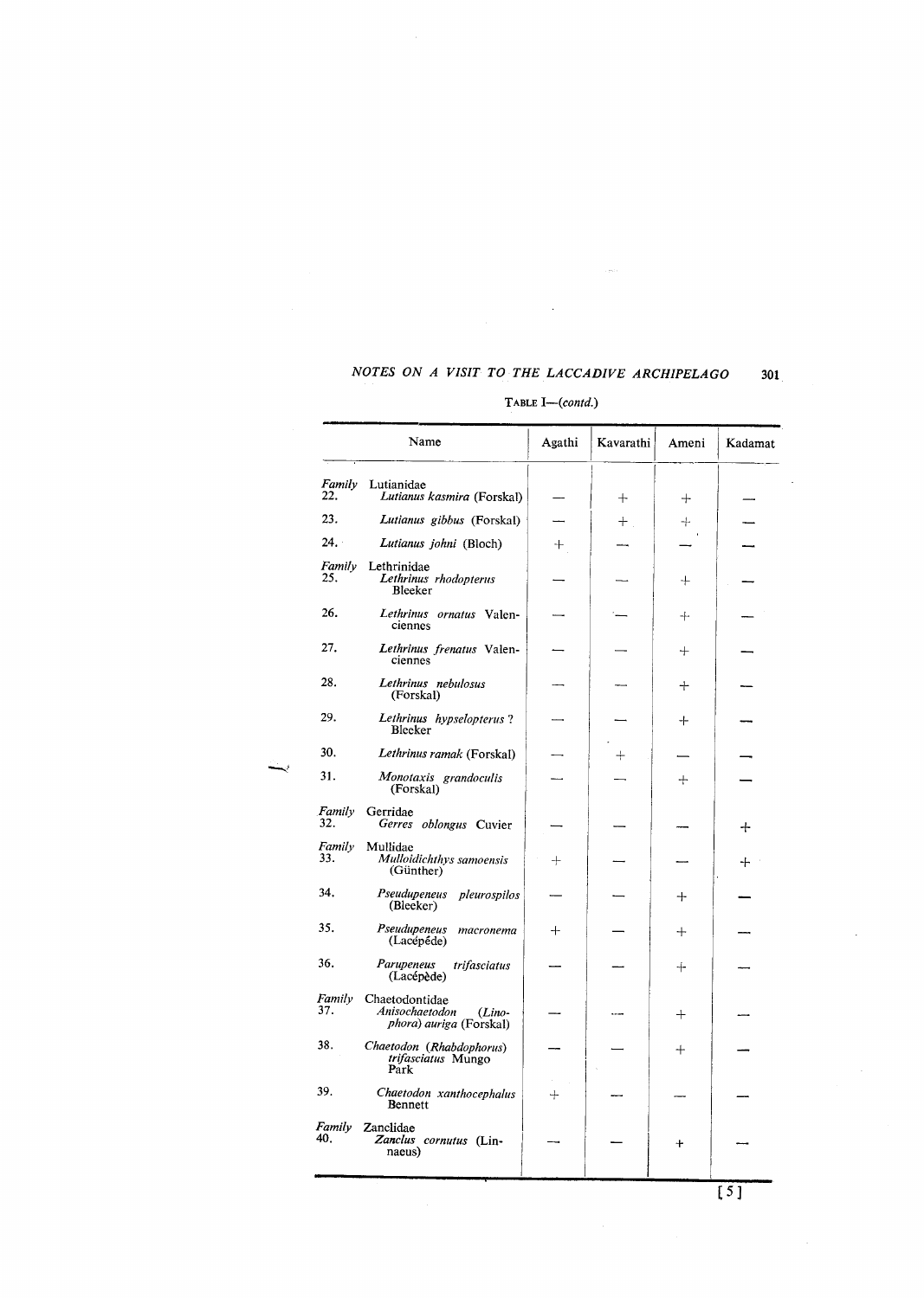TABLE I—(*contd.*)

| Name | Agathi | Kavarathi | Ameni | Kadamat |
|---|---|---|---|---|
| *Family* Lutianidae | | | | |
| 22. *Lutianus kasmira* (Forskal) | — | + | + | — |
| 23. *Lutianus gibbus* (Forskal) | — | + | + | — |
| 24. *Lutianus johni* (Bloch) | + | — | — | — |
| *Family* Lethrinidae | | | | |
| 25. *Lethrinus rhodopterus* Bleeker | — | — | + | — |
| 26. *Lethrinus ornatus* Valenciennes | — | — | + | — |
| 27. *Lethrinus frenatus* Valenciennes | — | — | + | — |
| 28. *Lethrinus nebulosus* (Forskal) | — | — | + | — |
| 29. *Lethrinus hypselopterus* ? Bleeker | — | — | + | — |
| 30. *Lethrinus ramak* (Forskal) | — | + | — | — |
| 31. *Monotaxis grandoculis* (Forskal) | — | — | + | — |
| *Family* Gerridae | | | | |
| 32. *Gerres oblongus* Cuvier | — | — | — | + |
| *Family* Mullidae | | | | |
| 33. *Mulloidichthys samoensis* (Günther) | + | — | — | + |
| 34. *Pseudupeneus pleurospilos* (Bleeker) | — | — | + | — |
| 35. *Pseudupeneus macronema* (Lacépède) | + | — | + | — |
| 36. *Parupeneus trifasciatus* (Lacépède) | — | — | + | — |
| *Family* Chaetodontidae | | | | |
| 37. *Anisochaetodon (Linophora) auriga* (Forskal) | — | — | + | — |
| 38. *Chaetodon (Rhabdophorus) trifasciatus* Mungo Park | — | — | + | — |
| 39. *Chaetodon xanthocephalus* Bennett | + | — | — | — |
| *Family* Zanclidae | | | | |
| 40. *Zanclus cornutus* (Linnaeus) | — | — | + | — |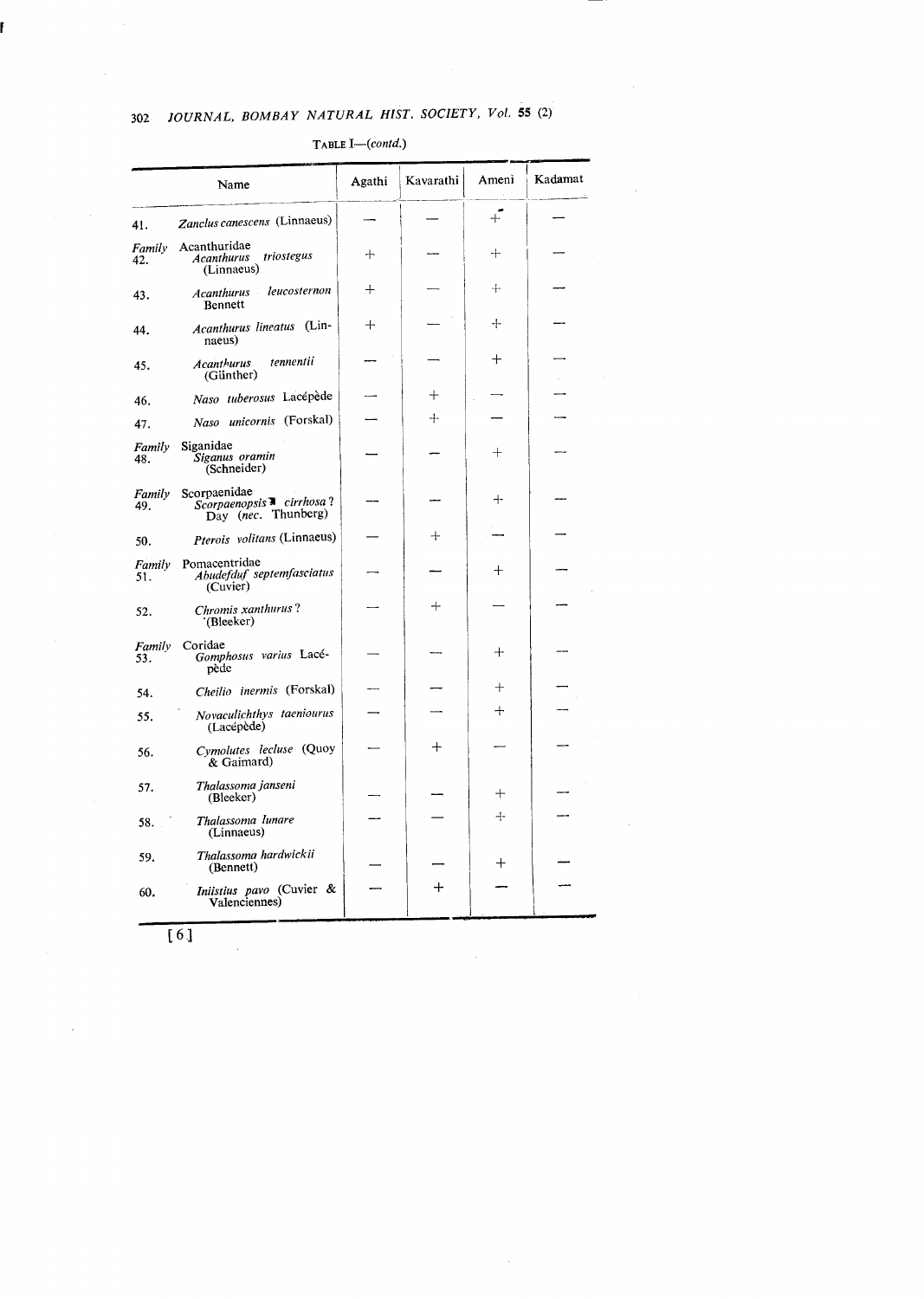TABLE I—(*contd.*)

| Name | Agathi | Kavarathi | Ameni | Kadamat |
|---|---|---|---|---|
| 41. *Zanclus canescens* (Linnaeus) | — | — | + | — |
| *Family* Acanthuridae | | | | |
| 42. *Acanthurus triostegus* (Linnaeus) | + | — | + | — |
| 43. *Acanthurus leucosternon* Bennett | + | — | + | — |
| 44. *Acanthurus lineatus* (Linnaeus) | + | — | + | — |
| 45. *Acanthurus tennentii* (Günther) | — | — | + | — |
| 46. *Naso tuberosus* Lacépède | — | + | — | — |
| 47. *Naso unicornis* (Forskal) | — | + | — | — |
| *Family* Siganidae | | | | |
| 48. *Siganus oramin* (Schneider) | — | — | + | — |
| *Family* Scorpaenidae | | | | |
| 49. *Scorpaenopsis cirrhosa*? Day (*nec.* Thunberg) | — | — | + | — |
| 50. *Pterois volitans* (Linnaeus) | — | + | — | — |
| *Family* Pomacentridae | | | | |
| 51. *Abudefduf septemfasciatus* (Cuvier) | — | — | + | — |
| 52. *Chromis xanthurus*? (Bleeker) | — | + | — | — |
| *Family* Coridae | | | | |
| 53. *Gomphosus varius* Lacépède | — | — | + | — |
| 54. *Cheilio inermis* (Forskal) | — | — | + | — |
| 55. *Novaculichthys taeniourus* (Lacépède) | — | — | + | — |
| 56. *Cymolutes lecluse* (Quoy & Gaimard) | — | + | — | — |
| 57. *Thalassoma janseni* (Bleeker) | — | — | + | — |
| 58. *Thalassoma lunare* (Linnaeus) | — | — | + | — |
| 59. *Thalassoma hardwickii* (Bennett) | — | — | + | — |
| 60. *Iniistius pavo* (Cuvier & Valenciennes) | — | + | — | — |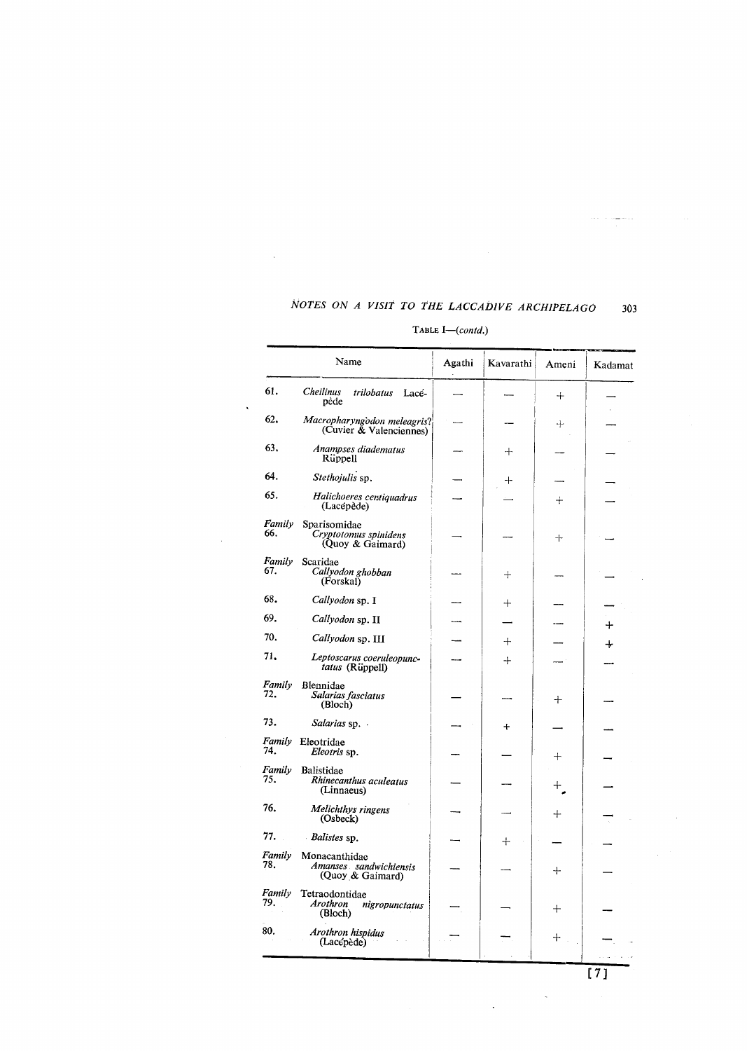TABLE I—(*contd.*)

| Name | Agathi | Kavarathi | Ameni | Kadamat |
|---|---|---|---|---|
| 61. *Cheilinus trilobatus* Lacépède | — | — | + | — |
| 62. *Macropharyngodon meleagris*? (Cuvier & Valenciennes) | — | — | + | — |
| 63. *Anampses diadematus* Rüppell | — | + | — | — |
| 64. *Stethojulis* sp. | — | + | — | — |
| 65. *Halichoeres centiquadrus* (Lacépède) | — | — | + | — |
| *Family* Sparisomidae | | | | |
| 66. *Cryptotomus spinidens* (Quoy & Gaimard) | — | — | + | — |
| *Family* Scaridae | | | | |
| 67. *Callyodon ghobban* (Forskal) | — | + | — | — |
| 68. *Callyodon* sp. I | — | + | — | — |
| 69. *Callyodon* sp. II | — | — | — | + |
| 70. *Callyodon* sp. III | — | + | — | + |
| 71. *Leptoscarus coeruleopunctatus* (Rüppell) | — | + | — | — |
| *Family* Blennidae | | | | |
| 72. *Salarias fasciatus* (Bloch) | — | — | + | — |
| 73. *Salarias* sp. | — | + | — | — |
| *Family* Eleotridae | | | | |
| 74. *Eleotris* sp. | — | — | + | — |
| *Family* Balistidae | | | | |
| 75. *Rhinecanthus aculeatus* (Linnaeus) | — | — | + | — |
| 76. *Melichthys ringens* (Osbeck) | — | — | + | — |
| 77. *Balistes* sp. | — | + | — | — |
| *Family* Monacanthidae | | | | |
| 78. *Amanses sandwichiensis* (Quoy & Gaimard) | — | — | + | — |
| *Family* Tetraodontidae | | | | |
| 79. *Arothron nigropunctatus* (Bloch) | — | — | + | — |
| 80. *Arothron hispidus* (Lacépède) | — | — | + | — |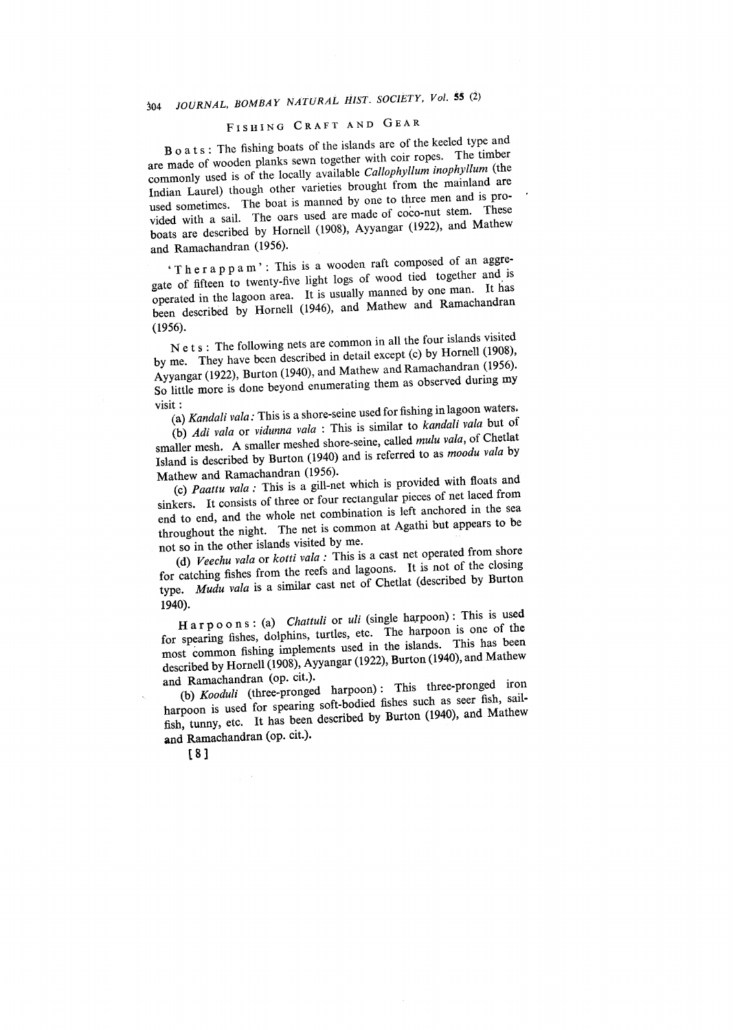## FISHING CRAFT AND GEAR

**Boats**: The fishing boats of the islands are of the keeled type and are made of wooden planks sewn together with coir ropes. The timber commonly used is of the locally available *Callophyllum inophyllum* (the Indian Laurel) though other varieties brought from the mainland are used sometimes. The boat is manned by one to three men and is provided with a sail. The oars used are made of coco-nut stem. These boats are described by Hornell (1908), Ayyangar (1922), and Mathew and Ramachandran (1956).

**'Therappam'**: This is a wooden raft composed of an aggregate of fifteen to twenty-five light logs of wood tied together and is operated in the lagoon area. It is usually manned by one man. It has been described by Hornell (1946), and Mathew and Ramachandran (1956).

**Nets**: The following nets are common in all the four islands visited by me. They have been described in detail except (c) by Hornell (1908), Ayyangar (1922), Burton (1940), and Mathew and Ramachandran (1956). So little more is done beyond enumerating them as observed during my visit :

(a) *Kandali vala*: This is a shore-seine used for fishing in lagoon waters.

(b) *Adi vala* or *vidunna vala* : This is similar to *kandali vala* but of smaller mesh. A smaller meshed shore-seine, called *mulu vala*, of Chetlat Island is described by Burton (1940) and is referred to as *moodu vala* by Mathew and Ramachandran (1956).

(c) *Paattu vala* : This is a gill-net which is provided with floats and sinkers. It consists of three or four rectangular pieces of net laced from end to end, and the whole net combination is left anchored in the sea throughout the night. The net is common at Agathi but appears to be not so in the other islands visited by me.

(d) *Veechu vala* or *kotti vala* : This is a cast net operated from shore for catching fishes from the reefs and lagoons. It is not of the closing type. *Mudu vala* is a similar cast net of Chetlat (described by Burton 1940).

**Harpoons**: (a) *Chattuli* or *uli* (single harpoon) : This is used for spearing fishes, dolphins, turtles, etc. The harpoon is one of the most common fishing implements used in the islands. This has been described by Hornell (1908), Ayyangar (1922), Burton (1940), and Mathew and Ramachandran (op. cit.).

(b) *Kooduli* (three-pronged harpoon) : This three-pronged iron harpoon is used for spearing soft-bodied fishes such as seer fish, sail-fish, tunny, etc. It has been described by Burton (1940), and Mathew and Ramachandran (op. cit.).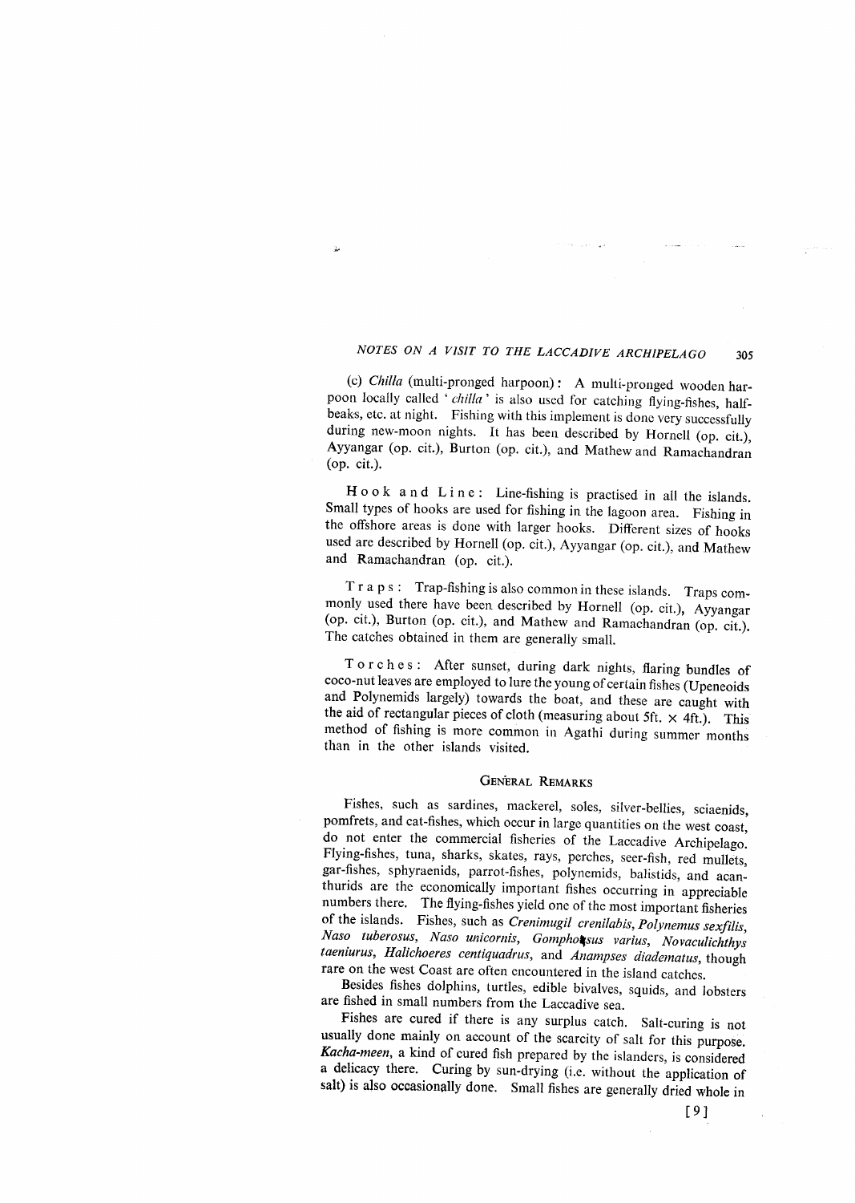(c) *Chilla* (multi-pronged harpoon): A multi-pronged wooden harpoon locally called '*chilla*' is also used for catching flying-fishes, half-beaks, etc. at night. Fishing with this implement is done very successfully during new-moon nights. It has been described by Hornell (op. cit.), Ayyangar (op. cit.), Burton (op. cit.), and Mathew and Ramachandran (op. cit.).

Hook and Line: Line-fishing is practised in all the islands. Small types of hooks are used for fishing in the lagoon area. Fishing in the offshore areas is done with larger hooks. Different sizes of hooks used are described by Hornell (op. cit.), Ayyangar (op. cit.), and Mathew and Ramachandran (op. cit.).

Traps: Trap-fishing is also common in these islands. Traps commonly used there have been described by Hornell (op. cit.), Ayyangar (op. cit.), Burton (op. cit.), and Mathew and Ramachandran (op. cit.). The catches obtained in them are generally small.

Torches: After sunset, during dark nights, flaring bundles of coco-nut leaves are employed to lure the young of certain fishes (Upeneoids and Polynemids largely) towards the boat, and these are caught with the aid of rectangular pieces of cloth (measuring about 5ft. × 4ft.). This method of fishing is more common in Agathi during summer months than in the other islands visited.

## GENERAL REMARKS

Fishes, such as sardines, mackerel, soles, silver-bellies, sciaenids, pomfrets, and cat-fishes, which occur in large quantities on the west coast, do not enter the commercial fisheries of the Laccadive Archipelago. Flying-fishes, tuna, sharks, skates, rays, perches, seer-fish, red mullets, gar-fishes, sphyraenids, parrot-fishes, polynemids, balistids, and acanthurids are the economically important fishes occurring in appreciable numbers there. The flying-fishes yield one of the most important fisheries of the islands. Fishes, such as *Crenimugil crenilabis, Polynemus sexfilis, Naso tuberosus, Naso unicornis, Gomphosus varius, Novaculichthys taeniurus, Halichoeres centiquadrus*, and *Anampses diadematus*, though rare on the west Coast are often encountered in the island catches.

Besides fishes dolphins, turtles, edible bivalves, squids, and lobsters are fished in small numbers from the Laccadive sea.

Fishes are cured if there is any surplus catch. Salt-curing is not usually done mainly on account of the scarcity of salt for this purpose. *Kacha-meen*, a kind of cured fish prepared by the islanders, is considered a delicacy there. Curing by sun-drying (i.e. without the application of salt) is also occasionally done. Small fishes are generally dried whole in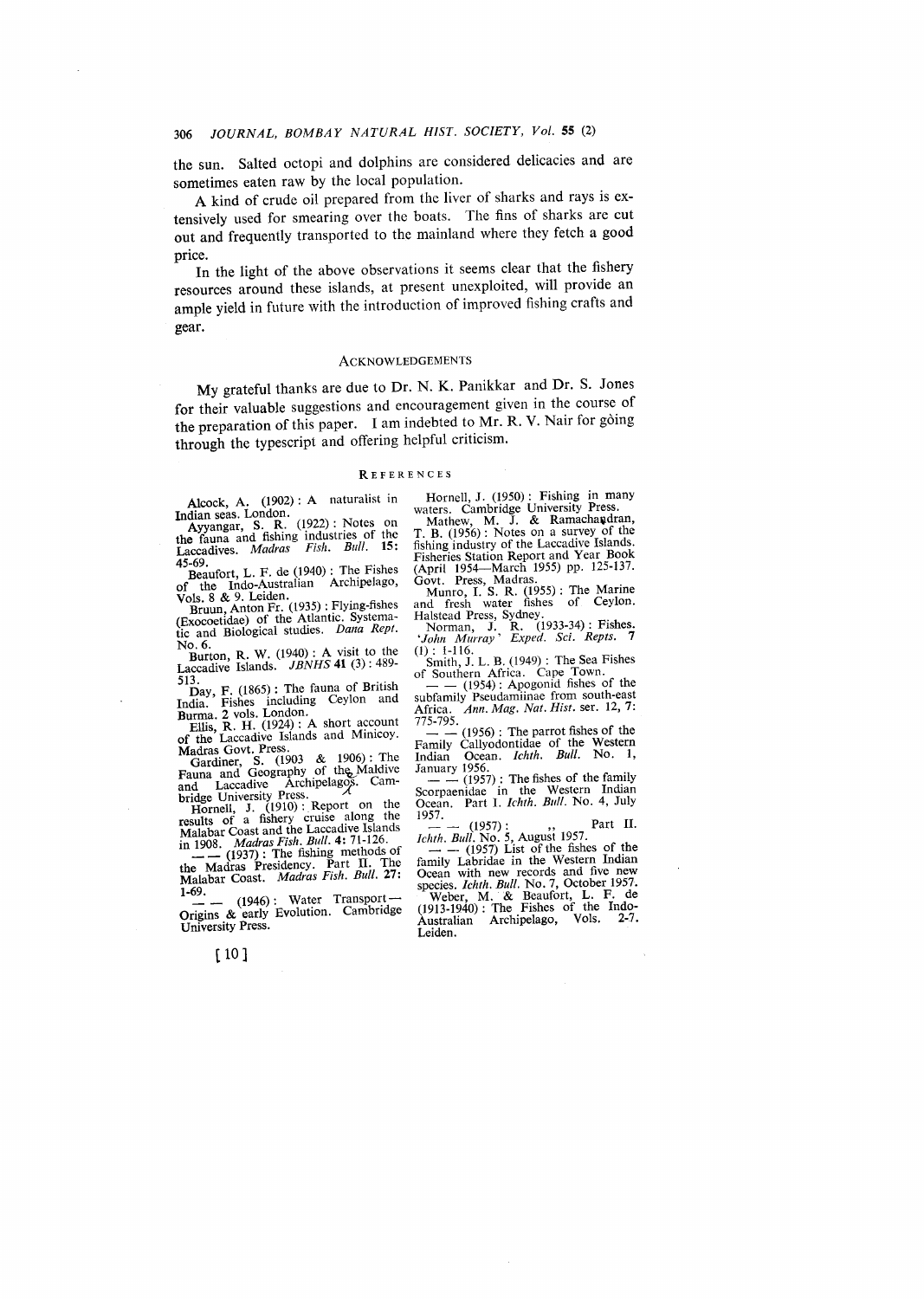the sun. Salted octopi and dolphins are considered delicacies and are sometimes eaten raw by the local population.

A kind of crude oil prepared from the liver of sharks and rays is extensively used for smearing over the boats. The fins of sharks are cut out and frequently transported to the mainland where they fetch a good price.

In the light of the above observations it seems clear that the fishery resources around these islands, at present unexploited, will provide an ample yield in future with the introduction of improved fishing crafts and gear.

## ACKNOWLEDGEMENTS

My grateful thanks are due to Dr. N. K. Panikkar and Dr. S. Jones for their valuable suggestions and encouragement given in the course of the preparation of this paper. I am indebted to Mr. R. V. Nair for going through the typescript and offering helpful criticism.

## REFERENCES

Alcock, A. (1902): A naturalist in Indian seas. London.

Ayyangar, S. R. (1922): Notes on the fauna and fishing industries of the Laccadives. *Madras Fish. Bull.* **15**: 45-69.

Beaufort, L. F. de (1940): The Fishes of the Indo-Australian Archipelago, Vols. 8 & 9. Leiden.

Bruun, Anton Fr. (1935): Flying-fishes (Exocoetidae) of the Atlantic. Systematic and Biological studies. *Dana Rept.* No. 6.

Burton, R. W. (1940): A visit to the Laccadive Islands. *JBNHS* **41** (3): 489-513.

Day, F. (1865): The fauna of British India. Fishes including Ceylon and Burma. 2 vols. London.

Ellis, R. H. (1924): A short account of the Laccadive Islands and Minicoy. Madras Govt. Press.

Gardiner, S. (1903 & 1906): The Fauna and Geography of the Maldive and Laccadive Archipelagos. Cambridge University Press.

Hornell, J. (1910): Report on the results of a fishery cruise along the Malabar Coast and the Laccadive Islands in 1908. *Madras Fish. Bull.* **4**: 71-126.

— — (1937): The fishing methods of the Madras Presidency. Part II. The Malabar Coast. *Madras Fish. Bull.* **27**: 1-69.

— — (1946): Water Transport—Origins & early Evolution. Cambridge University Press.

Hornell, J. (1950): Fishing in many waters. Cambridge University Press.

Mathew, M. J. & Ramachandran, T. B. (1956): Notes on a survey of the fishing industry of the Laccadive Islands. Fisheries Station Report and Year Book (April 1954—March 1955) pp. 125-137. Govt. Press, Madras.

Munro, I. S. R. (1955): The Marine and fresh water fishes of Ceylon. Halstead Press, Sydney.

Norman, J. R. (1933-34): Fishes. '*John Murray*' *Exped. Sci. Repts.* **7** (1): 1-116.

Smith, J. L. B. (1949): The Sea Fishes of Southern Africa. Cape Town.

— — (1954): Apogonid fishes of the subfamily Pseudamiinae from south-east Africa. *Ann. Mag. Nat. Hist.* ser. 12, **7**: 775-795.

— — (1956): The parrot fishes of the Family Callyodontidae of the Western Indian Ocean. *Ichth. Bull.* No. 1, January 1956.

— — (1957): The fishes of the family Scorpaenidae in the Western Indian Ocean. Part I. *Ichth. Bull.* No. 4, July 1957.

— — (1957): ,, Part II. *Ichth. Bull.* No. 5, August 1957.

— — (1957) List of the fishes of the family Labridae in the Western Indian Ocean with new records and five new species. *Ichth. Bull.* No. 7, October 1957.

Weber, M. & Beaufort, L. F. de (1913-1940): The Fishes of the Indo-Australian Archipelago, Vols. 2-7. Leiden.